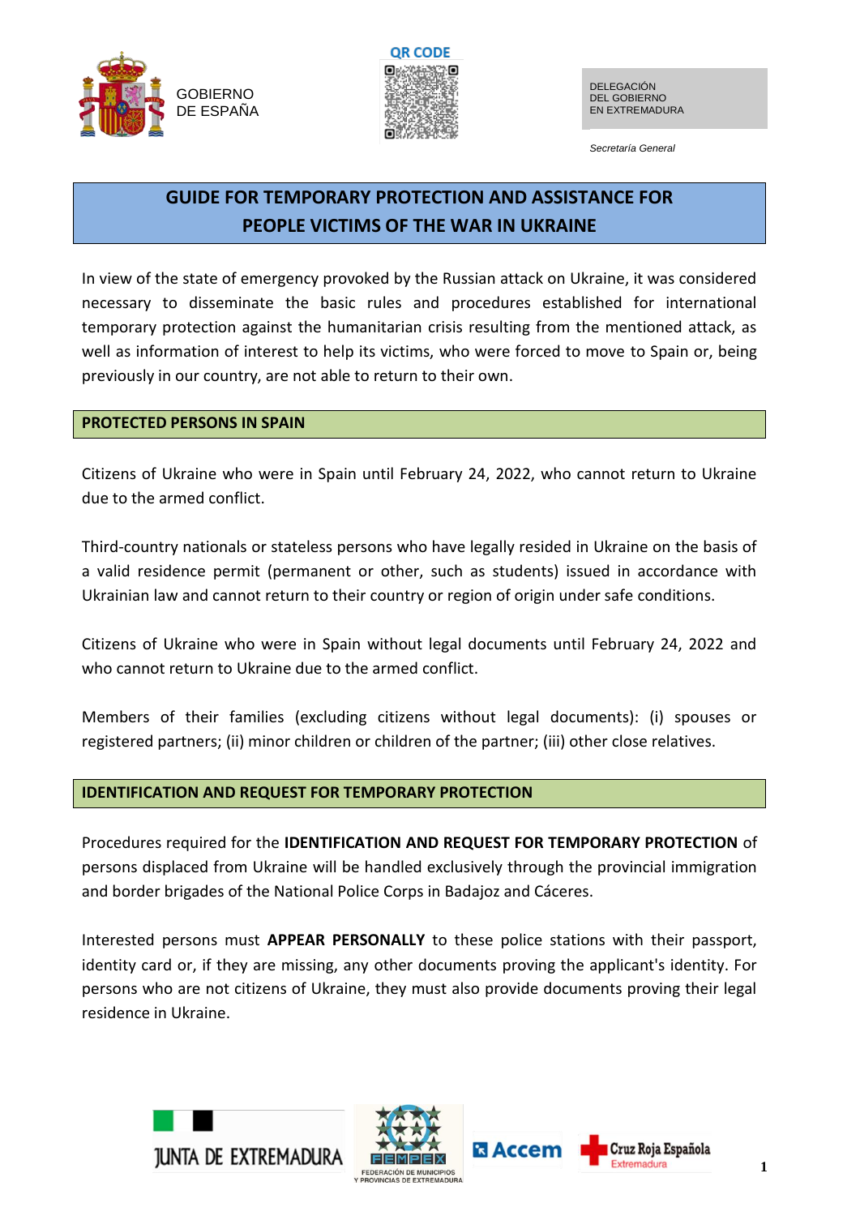GOBIERNO DE ESPAÑA

QR CODE

DELEGACIÓN DEL GOBIERNO EN EXTREMADURA

*Secretaría General*

# GUIDE FOR TEMPORARY PROTECTION AND ASSISTANCE FOR PEOPLE VICTIMS OF THE WAR IN UKRAINE

In view of the state of emergency provoked by the Russian attack on Ukraine, it was considered necessary to disseminate the basic rules and procedures established for international temporary protection against the humanitarian crisis resulting from the mentioned attack, as well as information of interest to help its victims, who were forced to move to Spain or, being previously in our country, are not able to return to their own.

## PROTECTED PERSONS IN SPAIN

Citizens of Ukraine who were in Spain until February 24, 2022, who cannot return to Ukraine due to the armed conflict.

Third-country nationals or stateless persons who have legally resided in Ukraine on the basis of a valid residence permit (permanent or other, such as students) issued in accordance with Ukrainian law and cannot return to their country or region of origin under safe conditions.

Citizens of Ukraine who were in Spain without legal documents until February 24, 2022 and who cannot return to Ukraine due to the armed conflict.

Members of their families (excluding citizens without legal documents): (i) spouses or registered partners; (ii) minor children or children of the partner; (iii) other close relatives.

## IDENTIFICATION AND REQUEST FOR TEMPORARY PROTECTION

Procedures required for the **IDENTIFICATION AND REQUEST FOR TEMPORARY PROTECTION** of persons displaced from Ukraine will be handled exclusively through the provincial immigration and border brigades of the National Police Corps in Badajoz and Cáceres.

Interested persons must **APPEAR PERSONALLY** to these police stations with their passport, identity card or, if they are missing, any other documents proving the applicant's identity. For persons who are not citizens of Ukraine, they must also provide documents proving their legal residence in Ukraine.

JUNTA DE EXTREMADURA — FEMPEX FEDERACIÓN DE MUNICIPIOS Y PROVINCIAS DE EXTREMADURA — Accem — Cruz Roja Española Extremadura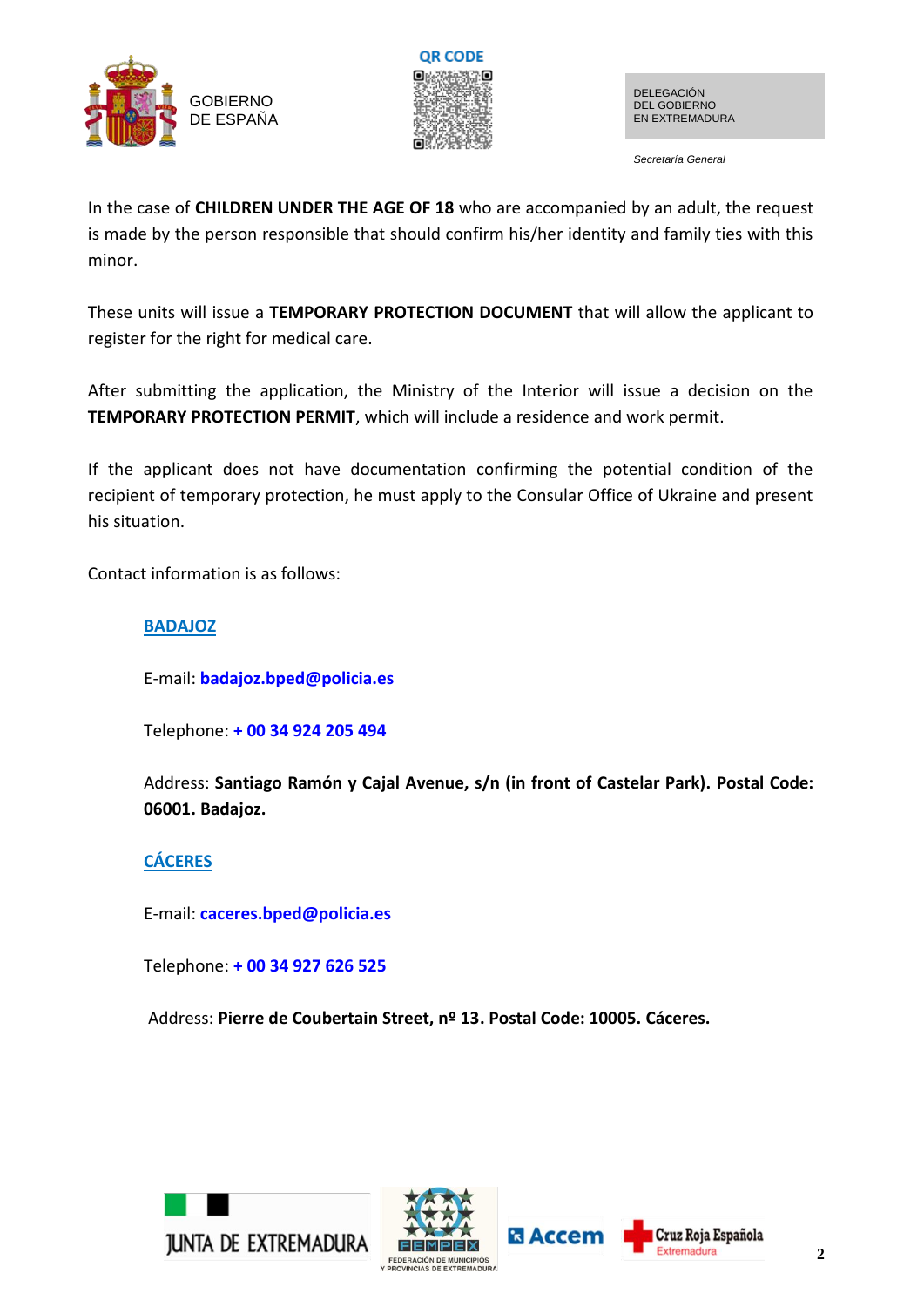In the case of **CHILDREN UNDER THE AGE OF 18** who are accompanied by an adult, the request is made by the person responsible that should confirm his/her identity and family ties with this minor.

These units will issue a **TEMPORARY PROTECTION DOCUMENT** that will allow the applicant to register for the right for medical care.

After submitting the application, the Ministry of the Interior will issue a decision on the **TEMPORARY PROTECTION PERMIT**, which will include a residence and work permit.

If the applicant does not have documentation confirming the potential condition of the recipient of temporary protection, he must apply to the Consular Office of Ukraine and present his situation.

Contact information is as follows:

**BADAJOZ**

E-mail: **badajoz.bped@policia.es**

Telephone: **+ 00 34 924 205 494**

Address: **Santiago Ramón y Cajal Avenue, s/n (in front of Castelar Park). Postal Code: 06001. Badajoz.**

**CÁCERES**

E-mail: **caceres.bped@policia.es**

Telephone: **+ 00 34 927 626 525**

Address: **Pierre de Coubertain Street, nº 13. Postal Code: 10005. Cáceres.**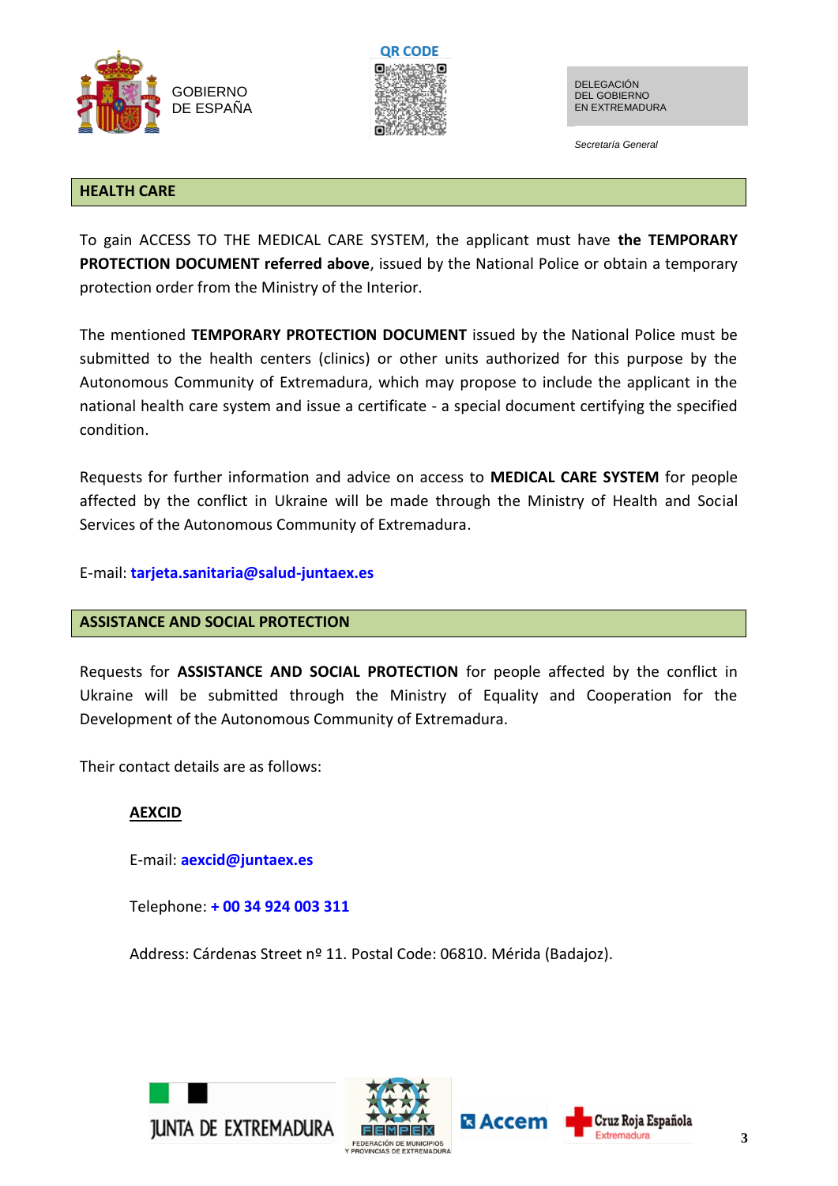## HEALTH CARE

To gain ACCESS TO THE MEDICAL CARE SYSTEM, the applicant must have **the TEMPORARY PROTECTION DOCUMENT referred above**, issued by the National Police or obtain a temporary protection order from the Ministry of the Interior.

The mentioned **TEMPORARY PROTECTION DOCUMENT** issued by the National Police must be submitted to the health centers (clinics) or other units authorized for this purpose by the Autonomous Community of Extremadura, which may propose to include the applicant in the national health care system and issue a certificate - a special document certifying the specified condition.

Requests for further information and advice on access to **MEDICAL CARE SYSTEM** for people affected by the conflict in Ukraine will be made through the Ministry of Health and Social Services of the Autonomous Community of Extremadura.

E-mail: **tarjeta.sanitaria@salud-juntaex.es**

## ASSISTANCE AND SOCIAL PROTECTION

Requests for **ASSISTANCE AND SOCIAL PROTECTION** for people affected by the conflict in Ukraine will be submitted through the Ministry of Equality and Cooperation for the Development of the Autonomous Community of Extremadura.

Their contact details are as follows:

**AEXCID**

E-mail: **aexcid@juntaex.es**

Telephone: **+ 00 34 924 003 311**

Address: Cárdenas Street nº 11. Postal Code: 06810. Mérida (Badajoz).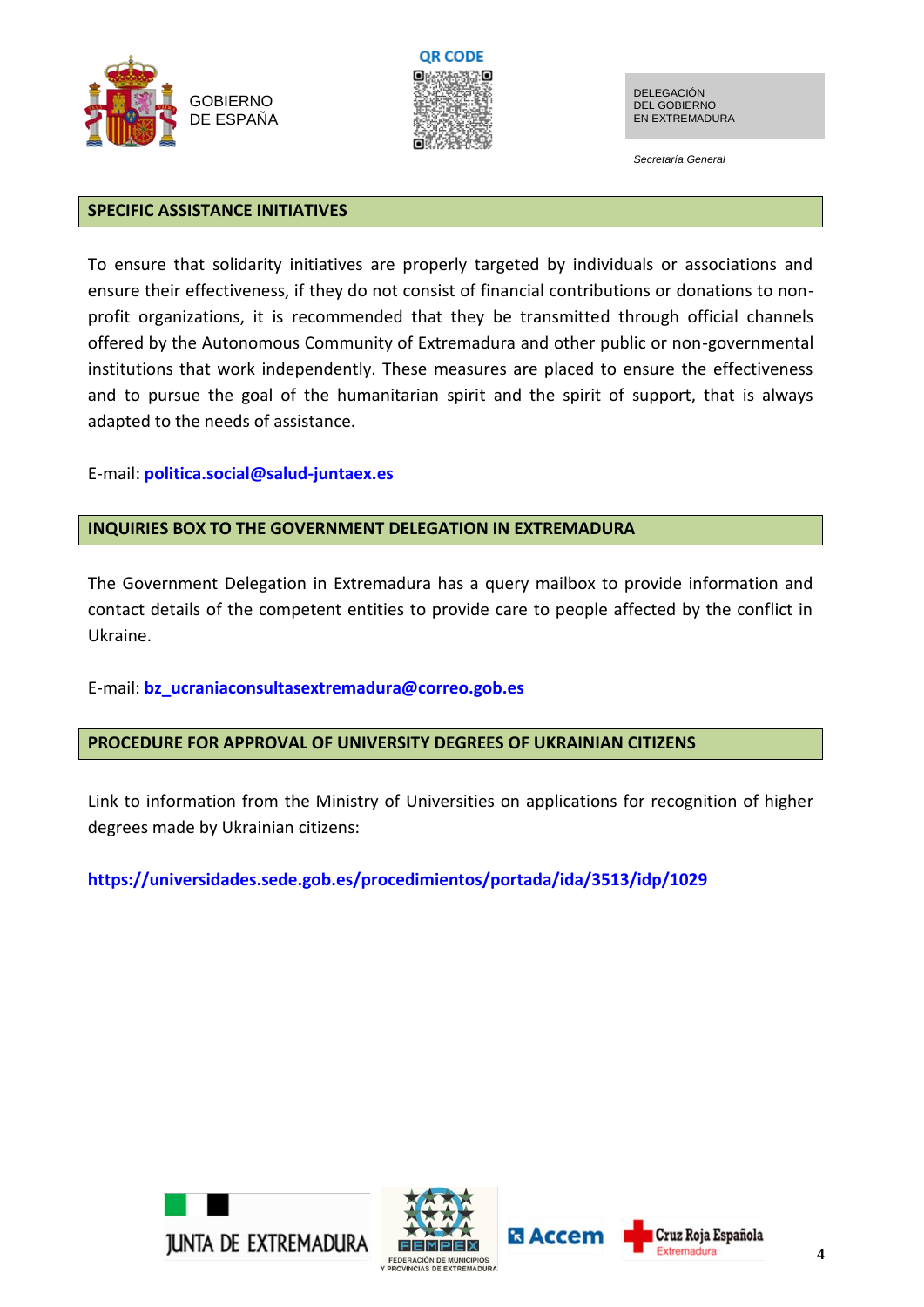## SPECIFIC ASSISTANCE INITIATIVES

To ensure that solidarity initiatives are properly targeted by individuals or associations and ensure their effectiveness, if they do not consist of financial contributions or donations to non-profit organizations, it is recommended that they be transmitted through official channels offered by the Autonomous Community of Extremadura and other public or non-governmental institutions that work independently. These measures are placed to ensure the effectiveness and to pursue the goal of the humanitarian spirit and the spirit of support, that is always adapted to the needs of assistance.

E-mail: **politica.social@salud-juntaex.es**

## INQUIRIES BOX TO THE GOVERNMENT DELEGATION IN EXTREMADURA

The Government Delegation in Extremadura has a query mailbox to provide information and contact details of the competent entities to provide care to people affected by the conflict in Ukraine.

E-mail: **bz_ucraniaconsultasextremadura@correo.gob.es**

## PROCEDURE FOR APPROVAL OF UNIVERSITY DEGREES OF UKRAINIAN CITIZENS

Link to information from the Ministry of Universities on applications for recognition of higher degrees made by Ukrainian citizens:

**https://universidades.sede.gob.es/procedimientos/portada/ida/3513/idp/1029**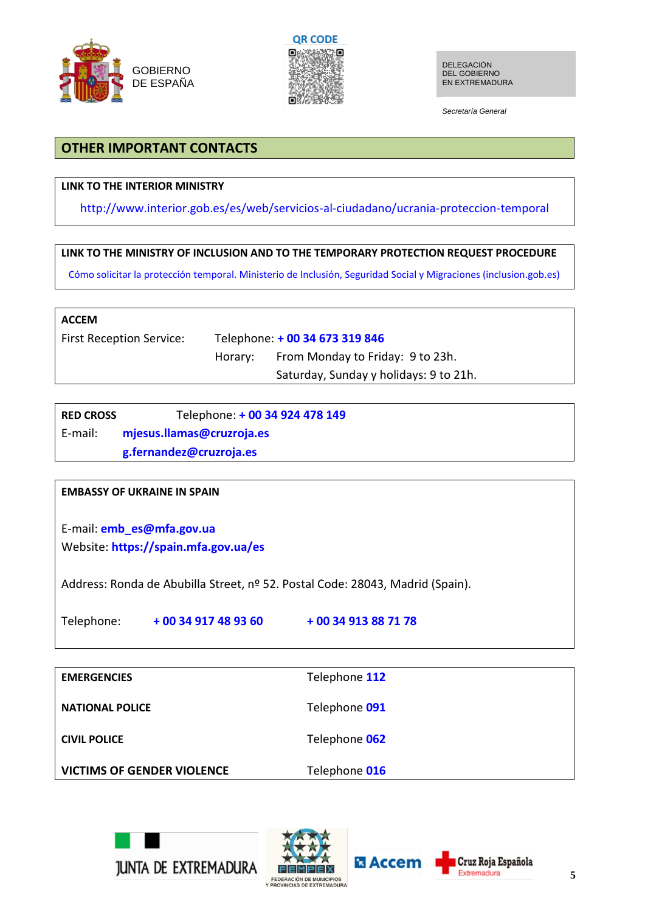GOBIERNO DE ESPAÑA

QR CODE

DELEGACIÓN DEL GOBIERNO EN EXTREMADURA

*Secretaría General*

## OTHER IMPORTANT CONTACTS

**LINK TO THE INTERIOR MINISTRY**

http://www.interior.gob.es/es/web/servicios-al-ciudadano/ucrania-proteccion-temporal

**LINK TO THE MINISTRY OF INCLUSION AND TO THE TEMPORARY PROTECTION REQUEST PROCEDURE**

Cómo solicitar la protección temporal. Ministerio de Inclusión, Seguridad Social y Migraciones (inclusion.gob.es)

**ACCEM**

First Reception Service: Telephone: **+ 00 34 673 319 846**

Horary: From Monday to Friday: 9 to 23h.
Saturday, Sunday y holidays: 9 to 21h.

**RED CROSS** Telephone: **+ 00 34 924 478 149**

E-mail: **mjesus.llamas@cruzroja.es**
**g.fernandez@cruzroja.es**

**EMBASSY OF UKRAINE IN SPAIN**

E-mail: **emb_es@mfa.gov.ua**
Website: **https://spain.mfa.gov.ua/es**

Address: Ronda de Abubilla Street, nº 52. Postal Code: 28043, Madrid (Spain).

Telephone: **+ 00 34 917 48 93 60** **+ 00 34 913 88 71 78**

| | |
|---|---|
| **EMERGENCIES** | Telephone **112** |
| **NATIONAL POLICE** | Telephone **091** |
| **CIVIL POLICE** | Telephone **062** |
| **VICTIMS OF GENDER VIOLENCE** | Telephone **016** |

JUNTA DE EXTREMADURA — FEMPEX FEDERACIÓN DE MUNICIPIOS Y PROVINCIAS DE EXTREMADURA — Accem — Cruz Roja Española Extremadura